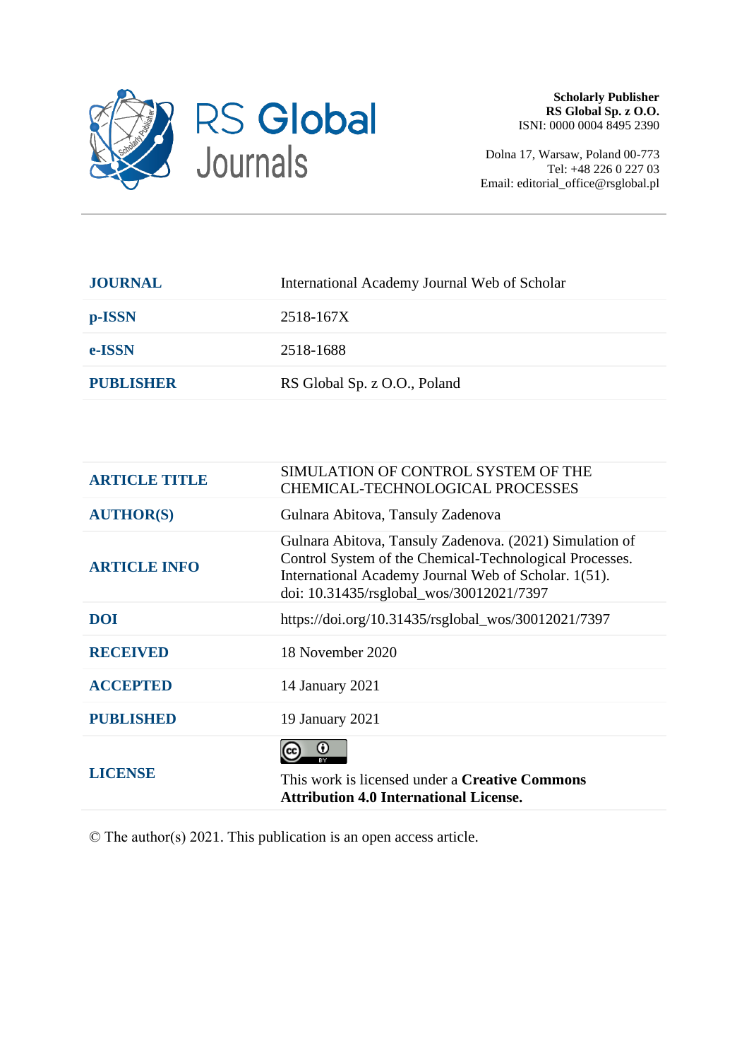RS Global Journals

**Scholarly Publisher**
**RS Global Sp. z O.O.**
ISNI: 0000 0004 8495 2390

Dolna 17, Warsaw, Poland 00-773
Tel: +48 226 0 227 03
Email: editorial_office@rsglobal.pl

| | |
|---|---|
| **JOURNAL** | International Academy Journal Web of Scholar |
| **p-ISSN** | 2518-167X |
| **e-ISSN** | 2518-1688 |
| **PUBLISHER** | RS Global Sp. z O.O., Poland |

| | |
|---|---|
| **ARTICLE TITLE** | SIMULATION OF CONTROL SYSTEM OF THE CHEMICAL-TECHNOLOGICAL PROCESSES |
| **AUTHOR(S)** | Gulnara Abitova, Tansuly Zadenova |
| **ARTICLE INFO** | Gulnara Abitova, Tansuly Zadenova. (2021) Simulation of Control System of the Chemical-Technological Processes. International Academy Journal Web of Scholar. 1(51). doi: 10.31435/rsglobal_wos/30012021/7397 |
| **DOI** | https://doi.org/10.31435/rsglobal_wos/30012021/7397 |
| **RECEIVED** | 18 November 2020 |
| **ACCEPTED** | 14 January 2021 |
| **PUBLISHED** | 19 January 2021 |
| **LICENSE** | This work is licensed under a **Creative Commons Attribution 4.0 International License.** |

© The author(s) 2021. This publication is an open access article.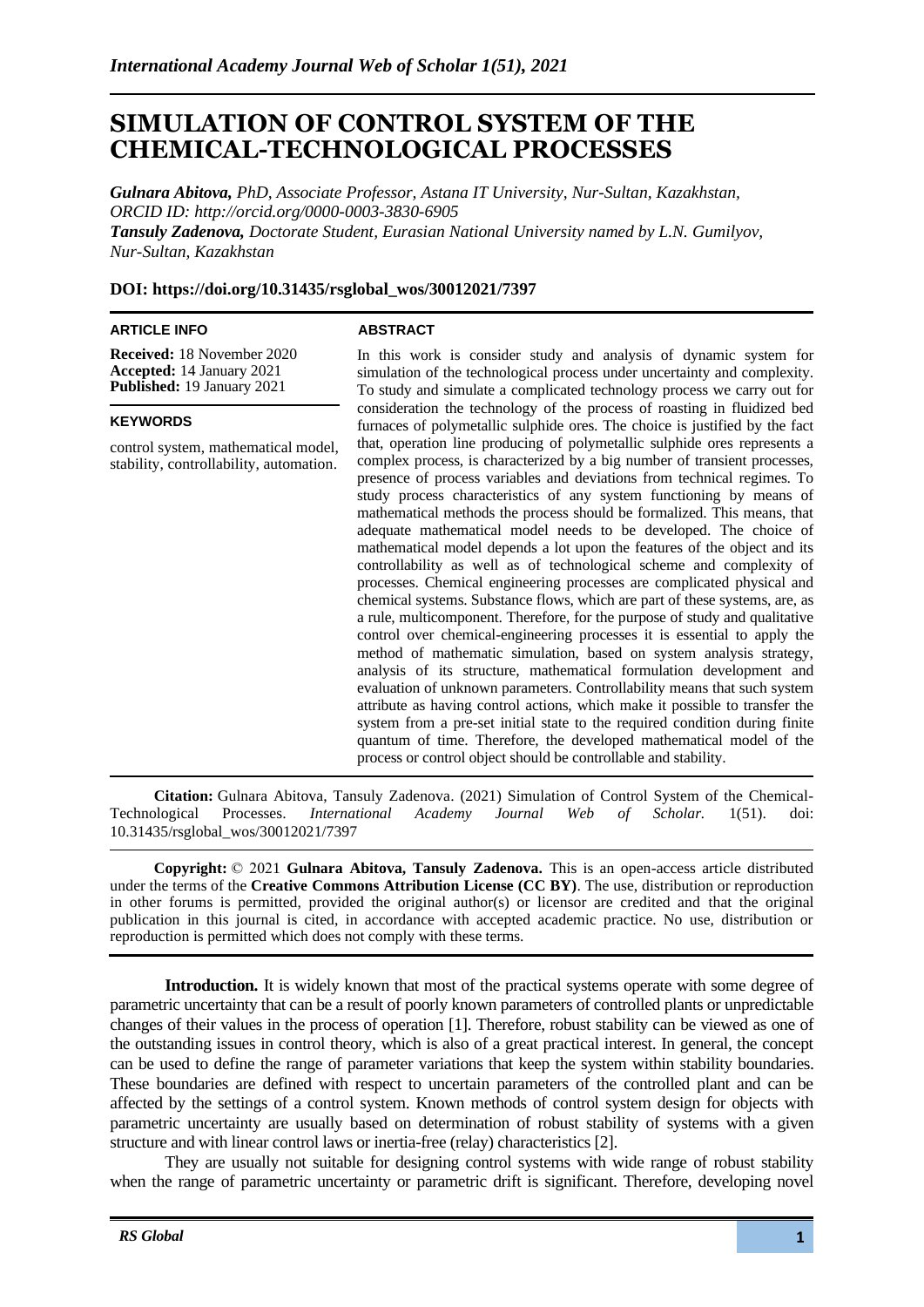# SIMULATION OF CONTROL SYSTEM OF THE CHEMICAL-TECHNOLOGICAL PROCESSES

***Gulnara Abitova,*** *PhD, Associate Professor, Astana IT University, Nur-Sultan, Kazakhstan, ORCID ID: http://orcid.org/0000-0003-3830-6905*
***Tansuly Zadenova,*** *Doctorate Student, Eurasian National University named by L.N. Gumilyov, Nur-Sultan, Kazakhstan*

**DOI: https://doi.org/10.31435/rsglobal_wos/30012021/7397**

**ARTICLE INFO**

**Received:** 18 November 2020
**Accepted:** 14 January 2021
**Published:** 19 January 2021

**KEYWORDS**

control system, mathematical model, stability, controllability, automation.

**ABSTRACT**

In this work is consider study and analysis of dynamic system for simulation of the technological process under uncertainty and complexity. To study and simulate a complicated technology process we carry out for consideration the technology of the process of roasting in fluidized bed furnaces of polymetallic sulphide ores. The choice is justified by the fact that, operation line producing of polymetallic sulphide ores represents a complex process, is characterized by a big number of transient processes, presence of process variables and deviations from technical regimes. To study process characteristics of any system functioning by means of mathematical methods the process should be formalized. This means, that adequate mathematical model needs to be developed. The choice of mathematical model depends a lot upon the features of the object and its controllability as well as of technological scheme and complexity of processes. Chemical engineering processes are complicated physical and chemical systems. Substance flows, which are part of these systems, are, as a rule, multicomponent. Therefore, for the purpose of study and qualitative control over chemical-engineering processes it is essential to apply the method of mathematic simulation, based on system analysis strategy, analysis of its structure, mathematical formulation development and evaluation of unknown parameters. Controllability means that such system attribute as having control actions, which make it possible to transfer the system from a pre-set initial state to the required condition during finite quantum of time. Therefore, the developed mathematical model of the process or control object should be controllable and stability.

**Citation:** Gulnara Abitova, Tansuly Zadenova. (2021) Simulation of Control System of the Chemical-Technological Processes. *International Academy Journal Web of Scholar.* 1(51). doi: 10.31435/rsglobal_wos/30012021/7397

**Copyright:** © 2021 **Gulnara Abitova, Tansuly Zadenova.** This is an open-access article distributed under the terms of the **Creative Commons Attribution License (CC BY)**. The use, distribution or reproduction in other forums is permitted, provided the original author(s) or licensor are credited and that the original publication in this journal is cited, in accordance with accepted academic practice. No use, distribution or reproduction is permitted which does not comply with these terms.

**Introduction.** It is widely known that most of the practical systems operate with some degree of parametric uncertainty that can be a result of poorly known parameters of controlled plants or unpredictable changes of their values in the process of operation [1]. Therefore, robust stability can be viewed as one of the outstanding issues in control theory, which is also of a great practical interest. In general, the concept can be used to define the range of parameter variations that keep the system within stability boundaries. These boundaries are defined with respect to uncertain parameters of the controlled plant and can be affected by the settings of a control system. Known methods of control system design for objects with parametric uncertainty are usually based on determination of robust stability of systems with a given structure and with linear control laws or inertia-free (relay) characteristics [2].

They are usually not suitable for designing control systems with wide range of robust stability when the range of parametric uncertainty or parametric drift is significant. Therefore, developing novel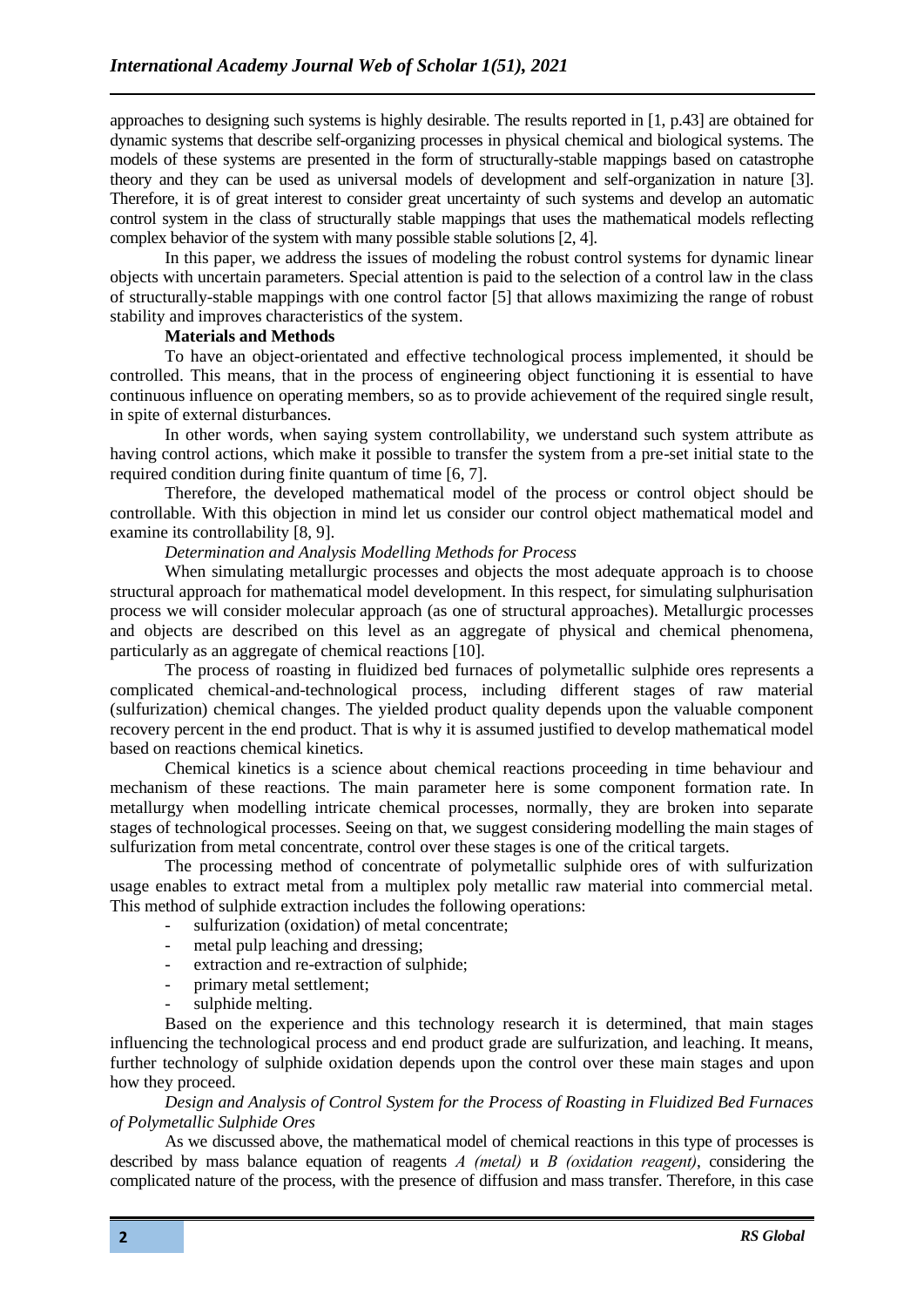approaches to designing such systems is highly desirable. The results reported in [1, p.43] are obtained for dynamic systems that describe self-organizing processes in physical chemical and biological systems. The models of these systems are presented in the form of structurally-stable mappings based on catastrophe theory and they can be used as universal models of development and self-organization in nature [3]. Therefore, it is of great interest to consider great uncertainty of such systems and develop an automatic control system in the class of structurally stable mappings that uses the mathematical models reflecting complex behavior of the system with many possible stable solutions [2, 4].

In this paper, we address the issues of modeling the robust control systems for dynamic linear objects with uncertain parameters. Special attention is paid to the selection of a control law in the class of structurally-stable mappings with one control factor [5] that allows maximizing the range of robust stability and improves characteristics of the system.

**Materials and Methods**

To have an object-orientated and effective technological process implemented, it should be controlled. This means, that in the process of engineering object functioning it is essential to have continuous influence on operating members, so as to provide achievement of the required single result, in spite of external disturbances.

In other words, when saying system controllability, we understand such system attribute as having control actions, which make it possible to transfer the system from a pre-set initial state to the required condition during finite quantum of time [6, 7].

Therefore, the developed mathematical model of the process or control object should be controllable. With this objection in mind let us consider our control object mathematical model and examine its controllability [8, 9].

*Determination and Analysis Modelling Methods for Process*

When simulating metallurgic processes and objects the most adequate approach is to choose structural approach for mathematical model development. In this respect, for simulating sulphurisation process we will consider molecular approach (as one of structural approaches). Metallurgic processes and objects are described on this level as an aggregate of physical and chemical phenomena, particularly as an aggregate of chemical reactions [10].

The process of roasting in fluidized bed furnaces of polymetallic sulphide ores represents a complicated chemical-and-technological process, including different stages of raw material (sulfurization) chemical changes. The yielded product quality depends upon the valuable component recovery percent in the end product. That is why it is assumed justified to develop mathematical model based on reactions chemical kinetics.

Chemical kinetics is a science about chemical reactions proceeding in time behaviour and mechanism of these reactions. The main parameter here is some component formation rate. In metallurgy when modelling intricate chemical processes, normally, they are broken into separate stages of technological processes. Seeing on that, we suggest considering modelling the main stages of sulfurization from metal concentrate, control over these stages is one of the critical targets.

The processing method of concentrate of polymetallic sulphide ores of with sulfurization usage enables to extract metal from a multiplex poly metallic raw material into commercial metal. This method of sulphide extraction includes the following operations:

- sulfurization (oxidation) of metal concentrate;
- metal pulp leaching and dressing;
- extraction and re-extraction of sulphide;
- primary metal settlement;
- sulphide melting.

Based on the experience and this technology research it is determined, that main stages influencing the technological process and end product grade are sulfurization, and leaching. It means, further technology of sulphide oxidation depends upon the control over these main stages and upon how they proceed.

*Design and Analysis of Control System for the Process of Roasting in Fluidized Bed Furnaces of Polymetallic Sulphide Ores*

As we discussed above, the mathematical model of chemical reactions in this type of processes is described by mass balance equation of reagents *A (metal)* и *B (oxidation reagent)*, considering the complicated nature of the process, with the presence of diffusion and mass transfer. Therefore, in this case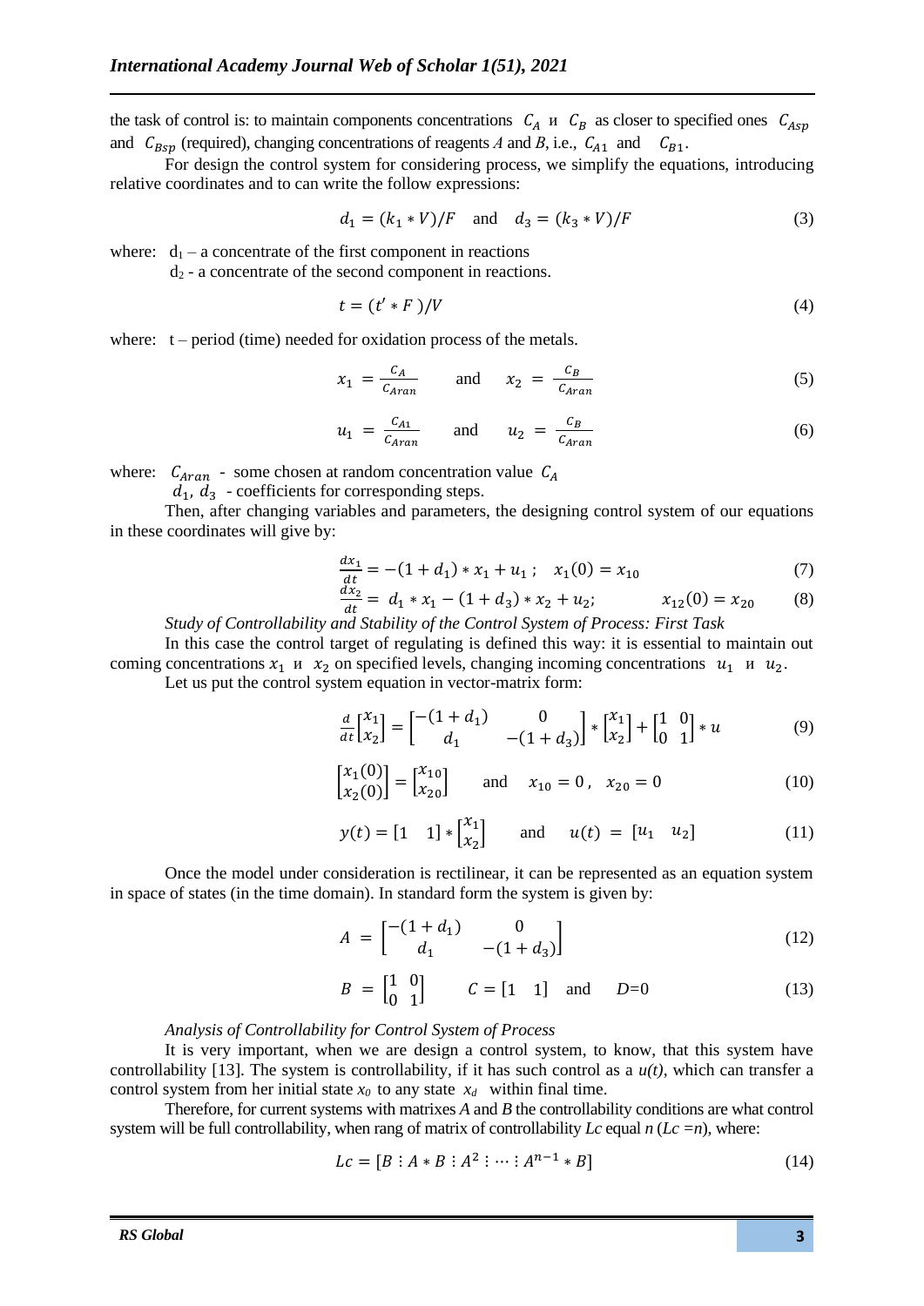the task of control is: to maintain components concentrations $C_A$ и $C_B$ as closer to specified ones $C_{Asp}$ and $C_{Bsp}$ (required), changing concentrations of reagents *A* and *B*, i.e., $C_{A1}$ and $C_{B1}$.

For design the control system for considering process, we simplify the equations, introducing relative coordinates and to can write the follow expressions:

$$d_1 = (k_1 * V)/F \quad \text{and} \quad d_3 = (k_3 * V)/F \tag{3}$$

where: $d_1$ – a concentrate of the first component in reactions

$d_2$ - a concentrate of the second component in reactions.

$$t = (t' * F)/V \tag{4}$$

where: t – period (time) needed for oxidation process of the metals.

$$x_1 = \frac{C_A}{C_{Aran}} \quad \text{and} \quad x_2 = \frac{C_B}{C_{Aran}} \tag{5}$$

$$u_1 = \frac{C_{A1}}{C_{Aran}} \quad \text{and} \quad u_2 = \frac{C_B}{C_{Aran}} \tag{6}$$

where: $C_{Aran}$ - some chosen at random concentration value $C_A$

$d_1$, $d_3$ - coefficients for corresponding steps.

Then, after changing variables and parameters, the designing control system of our equations in these coordinates will give by:

$$\frac{dx_1}{dt} = -(1 + d_1) * x_1 + u_1 \, ; \quad x_1(0) = x_{10} \tag{7}$$

$$\frac{dx_2}{dt} = d_1 * x_1 - (1 + d_3) * x_2 + u_2; \qquad x_{12}(0) = x_{20} \tag{8}$$

*Study of Controllability and Stability of the Control System of Process: First Task*

In this case the control target of regulating is defined this way: it is essential to maintain out coming concentrations $x_1$ и $x_2$ on specified levels, changing incoming concentrations $u_1$ и $u_2$.

Let us put the control system equation in vector-matrix form:

$$\frac{d}{dt}\begin{bmatrix} x_1 \\ x_2 \end{bmatrix} = \begin{bmatrix} -(1 + d_1) & 0 \\ d_1 & -(1 + d_3) \end{bmatrix} * \begin{bmatrix} x_1 \\ x_2 \end{bmatrix} + \begin{bmatrix} 1 & 0 \\ 0 & 1 \end{bmatrix} * u \tag{9}$$

$$\begin{bmatrix} x_1(0) \\ x_2(0) \end{bmatrix} = \begin{bmatrix} x_{10} \\ x_{20} \end{bmatrix} \quad \text{and} \quad x_{10} = 0\,, \;\; x_{20} = 0 \tag{10}$$

$$y(t) = \begin{bmatrix} 1 & 1 \end{bmatrix} * \begin{bmatrix} x_1 \\ x_2 \end{bmatrix} \quad \text{and} \quad u(t) = \begin{bmatrix} u_1 & u_2 \end{bmatrix} \tag{11}$$

Once the model under consideration is rectilinear, it can be represented as an equation system in space of states (in the time domain). In standard form the system is given by:

$$A = \begin{bmatrix} -(1 + d_1) & 0 \\ d_1 & -(1 + d_3) \end{bmatrix} \tag{12}$$

$$B = \begin{bmatrix} 1 & 0 \\ 0 & 1 \end{bmatrix} \qquad C = \begin{bmatrix} 1 & 1 \end{bmatrix} \quad \text{and} \quad D = 0 \tag{13}$$

*Analysis of Controllability for Control System of Process*

It is very important, when we are design a control system, to know, that this system have controllability [13]. The system is controllability, if it has such control as a *u(t)*, which can transfer a control system from her initial state $x_0$ to any state $x_d$ within final time.

Therefore, for current systems with matrixes *A* and *B* the controllability conditions are what control system will be full controllability, when rang of matrix of controllability *Lc* equal *n* (*Lc* =*n*), where:

$$Lc = [B \vdots A * B \vdots A^2 \vdots \cdots \vdots A^{n-1} * B] \tag{14}$$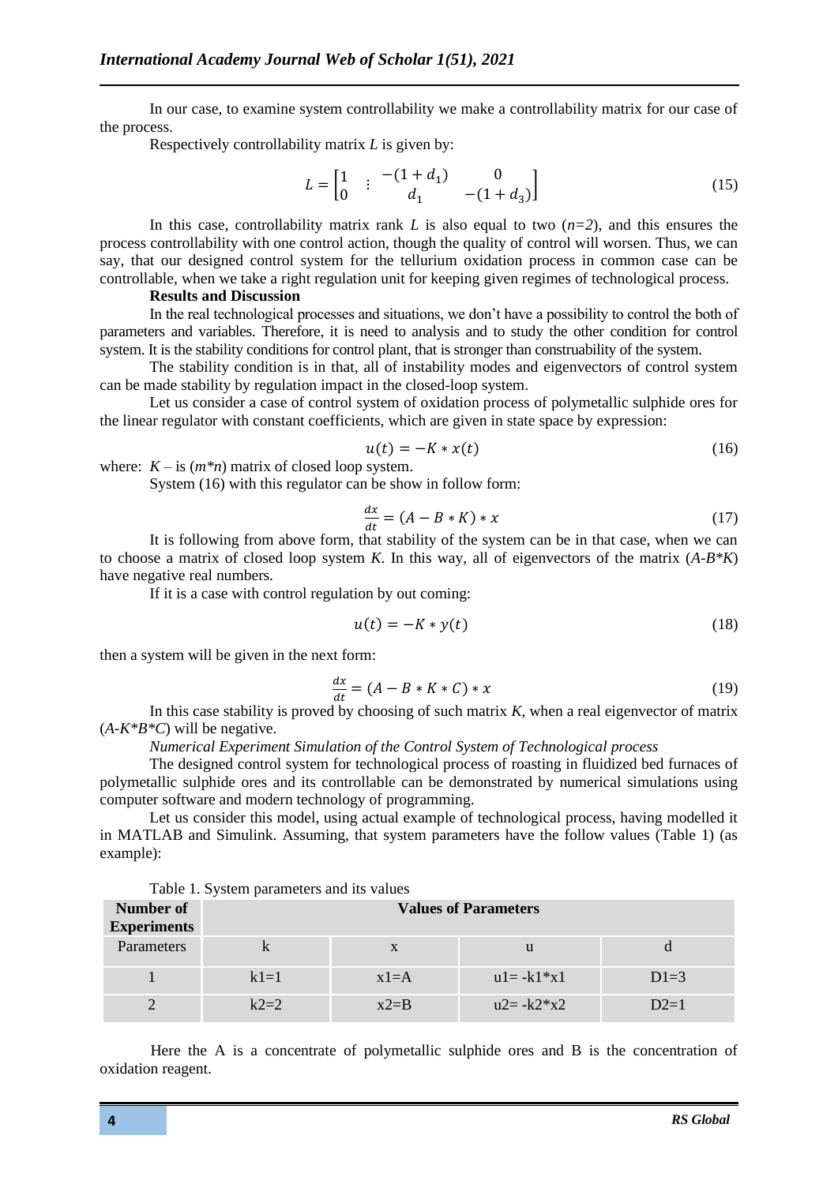In our case, to examine system controllability we make a controllability matrix for our case of the process.

Respectively controllability matrix $L$ is given by:

$$L = \begin{bmatrix} 1 & \vdots & -(1+d_1) & 0 \\ 0 & & d_1 & -(1+d_3) \end{bmatrix} \tag{15}$$

In this case, controllability matrix rank $L$ is also equal to two ($n=2$), and this ensures the process controllability with one control action, though the quality of control will worsen. Thus, we can say, that our designed control system for the tellurium oxidation process in common case can be controllable, when we take a right regulation unit for keeping given regimes of technological process.

**Results and Discussion**

In the real technological processes and situations, we don't have a possibility to control the both of parameters and variables. Therefore, it is need to analysis and to study the other condition for control system. It is the stability conditions for control plant, that is stronger than construability of the system.

The stability condition is in that, all of instability modes and eigenvectors of control system can be made stability by regulation impact in the closed-loop system.

Let us consider a case of control system of oxidation process of polymetallic sulphide ores for the linear regulator with constant coefficients, which are given in state space by expression:

$$u(t) = -K * x(t) \tag{16}$$

where: $K$ – is ($m*n$) matrix of closed loop system.

System (16) with this regulator can be show in follow form:

$$\frac{dx}{dt} = (A - B * K) * x \tag{17}$$

It is following from above form, that stability of the system can be in that case, when we can to choose a matrix of closed loop system $K$. In this way, all of eigenvectors of the matrix ($A$-$B$*$K$) have negative real numbers.

If it is a case with control regulation by out coming:

$$u(t) = -K * y(t) \tag{18}$$

then a system will be given in the next form:

$$\frac{dx}{dt} = (A - B * K * C) * x \tag{19}$$

In this case stability is proved by choosing of such matrix $K$, when a real eigenvector of matrix ($A$-$K$*$B$*$C$) will be negative.

*Numerical Experiment Simulation of the Control System of Technological process*

The designed control system for technological process of roasting in fluidized bed furnaces of polymetallic sulphide ores and its controllable can be demonstrated by numerical simulations using computer software and modern technology of programming.

Let us consider this model, using actual example of technological process, having modelled it in MATLAB and Simulink. Assuming, that system parameters have the follow values (Table 1) (as example):

Table 1. System parameters and its values

| Number of Experiments | Values of Parameters | | | |
|---|---|---|---|---|
| Parameters | k | x | u | d |
| 1 | k1=1 | x1=A | u1= -k1*x1 | D1=3 |
| 2 | k2=2 | x2=B | u2= -k2*x2 | D2=1 |

Here the A is a concentrate of polymetallic sulphide ores and B is the concentration of oxidation reagent.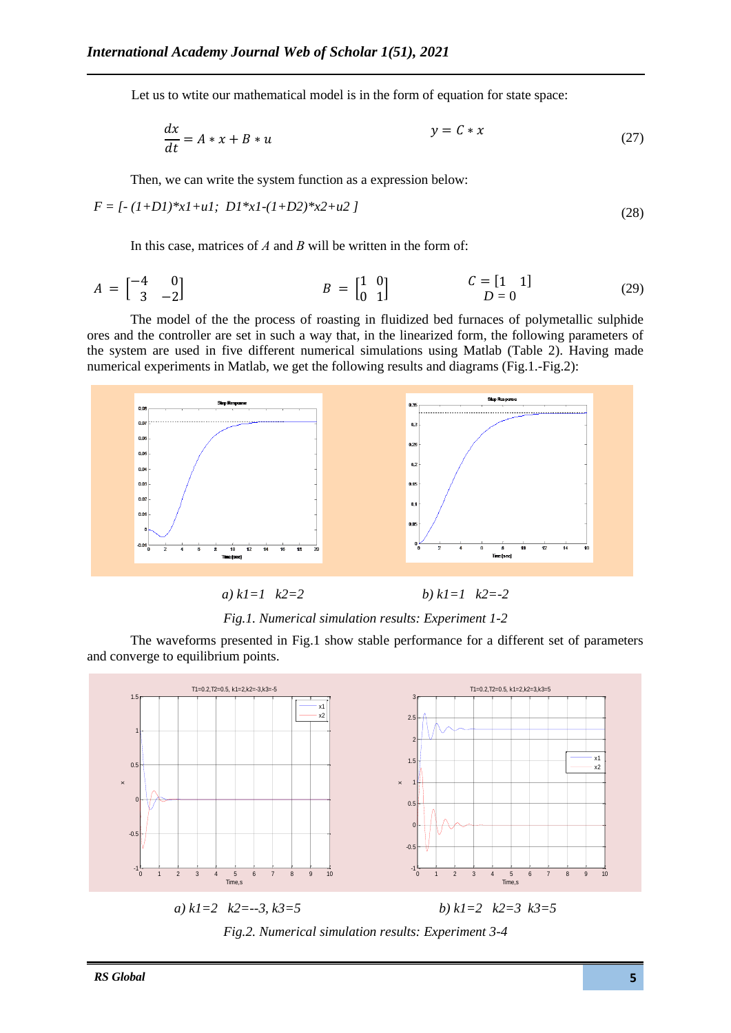Let us to wtite our mathematical model is in the form of equation for state space:

$$\frac{dx}{dt} = A * x + B * u \qquad y = C * x \tag{27}$$

Then, we can write the system function as a expression below:

*F = [- (1+D1)\*x1+u1;  D1\*x1-(1+D2)\*x2+u2 ]* (28)

In this case, matrices of $A$ and $B$ will be written in the form of:

$$A = \begin{bmatrix} -4 & 0 \\ 3 & -2 \end{bmatrix} \qquad B = \begin{bmatrix} 1 & 0 \\ 0 & 1 \end{bmatrix} \qquad \begin{matrix} C = [1 \quad 1] \\ D = 0 \end{matrix} \tag{29}$$

The model of the the process of roasting in fluidized bed furnaces of polymetallic sulphide ores and the controller are set in such a way that, in the linearized form, the following parameters of the system are used in five different numerical simulations using Matlab (Table 2). Having made numerical experiments in Matlab, we get the following results and diagrams (Fig.1.-Fig.2):

*a) k1=1   k2=2*                                        *b) k1=1   k2=-2*

*Fig.1. Numerical simulation results: Experiment 1-2*

The waveforms presented in Fig.1 show stable performance for a different set of parameters and converge to equilibrium points.

*a) k1=2   k2=--3, k3=5*                                        *b) k1=2   k2=3  k3=5*

*Fig.2. Numerical simulation results: Experiment 3-4*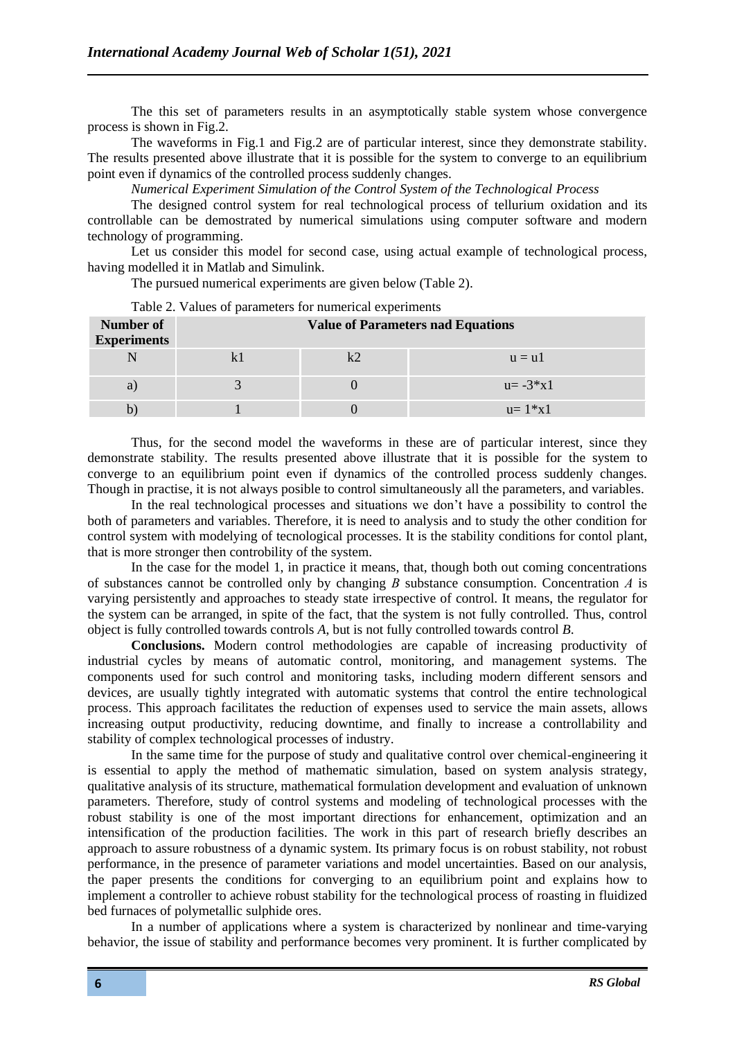The this set of parameters results in an asymptotically stable system whose convergence process is shown in Fig.2.

The waveforms in Fig.1 and Fig.2 are of particular interest, since they demonstrate stability. The results presented above illustrate that it is possible for the system to converge to an equilibrium point even if dynamics of the controlled process suddenly changes.

*Numerical Experiment Simulation of the Control System of the Technological Process*

The designed control system for real technological process of tellurium oxidation and its controllable can be demostrated by numerical simulations using computer software and modern technology of programming.

Let us consider this model for second case, using actual example of technological process, having modelled it in Matlab and Simulink.

The pursued numerical experiments are given below (Table 2).

Table 2. Values of parameters for numerical experiments

| Number of Experiments | Value of Parameters nad Equations | | |
|---|---|---|---|
| N | k1 | k2 | u = u1 |
| a) | 3 | 0 | u= -3*x1 |
| b) | 1 | 0 | u= 1*x1 |

Thus, for the second model the waveforms in these are of particular interest, since they demonstrate stability. The results presented above illustrate that it is possible for the system to converge to an equilibrium point even if dynamics of the controlled process suddenly changes. Though in practise, it is not always posible to control simultaneously all the parameters, and variables.

In the real technological processes and situations we don't have a possibility to control the both of parameters and variables. Therefore, it is need to analysis and to study the other condition for control system with modelying of tecnological processes. It is the stability conditions for contol plant, that is more stronger then controbility of the system.

In the case for the model 1, in practice it means, that, though both out coming concentrations of substances cannot be controlled only by changing *B* substance consumption. Concentration *A* is varying persistently and approaches to steady state irrespective of control. It means, the regulator for the system can be arranged, in spite of the fact, that the system is not fully controlled. Thus, control object is fully controlled towards controls *A*, but is not fully controlled towards control *B*.

**Conclusions.** Modern control methodologies are capable of increasing productivity of industrial cycles by means of automatic control, monitoring, and management systems. The components used for such control and monitoring tasks, including modern different sensors and devices, are usually tightly integrated with automatic systems that control the entire technological process. This approach facilitates the reduction of expenses used to service the main assets, allows increasing output productivity, reducing downtime, and finally to increase a controllability and stability of complex technological processes of industry.

In the same time for the purpose of study and qualitative control over chemical-engineering it is essential to apply the method of mathematic simulation, based on system analysis strategy, qualitative analysis of its structure, mathematical formulation development and evaluation of unknown parameters. Therefore, study of control systems and modeling of technological processes with the robust stability is one of the most important directions for enhancement, optimization and an intensification of the production facilities. The work in this part of research briefly describes an approach to assure robustness of a dynamic system. Its primary focus is on robust stability, not robust performance, in the presence of parameter variations and model uncertainties. Based on our analysis, the paper presents the conditions for converging to an equilibrium point and explains how to implement a controller to achieve robust stability for the technological process of roasting in fluidized bed furnaces of polymetallic sulphide ores.

In a number of applications where a system is characterized by nonlinear and time-varying behavior, the issue of stability and performance becomes very prominent. It is further complicated by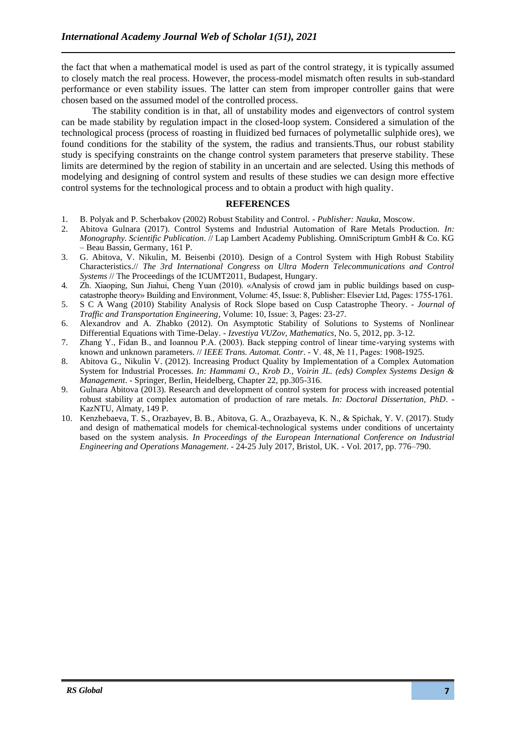the fact that when a mathematical model is used as part of the control strategy, it is typically assumed to closely match the real process. However, the process-model mismatch often results in sub-standard performance or even stability issues. The latter can stem from improper controller gains that were chosen based on the assumed model of the controlled process.

The stability condition is in that, all of unstability modes and eigenvectors of control system can be made stability by regulation impact in the closed-loop system. Considered a simulation of the technological process (process of roasting in fluidized bed furnaces of polymetallic sulphide ores), we found conditions for the stability of the system, the radius and transients.Thus, our robust stability study is specifying constraints on the change control system parameters that preserve stability. These limits are determined by the region of stability in an uncertain and are selected. Using this methods of modeling and designing of control system and results of these studies we can design more effective control systems for the technological process and to obtain a product with high quality.

## REFERENCES

1. B. Polyak and P. Scherbakov (2002) Robust Stability and Control. - *Publisher: Nauka,* Moscow.
2. Abitova Gulnara (2017). Control Systems and Industrial Automation of Rare Metals Production. *In: Monography. Scientific Publication*. // Lap Lambert Academy Publishing. OmniScriptum GmbH & Co. KG – Beau Bassin, Germany, 161 P.
3. G. Abitova, V. Nikulin, M. Beisenbi (2010). Design of a Control System with High Robust Stability Characteristics.// *The 3rd International Congress on Ultra Modern Telecommunications and Control Systems* // The Proceedings of the ICUMT2011, Budapest, Hungary.
4. Zh. Xiaoping, Sun Jiahui, Cheng Yuan (2010). «Analysis of crowd jam in public buildings based on cusp-catastrophe theory» Building and Environment, Volume: 45, Issue: 8, Publisher: Elsevier Ltd, Pages: 1755-1761.
5. S C A Wang (2010) Stability Analysis of Rock Slope based on Cusp Catastrophe Theory. - *Journal of Traffic and Transportation Engineering*, Volume: 10, Issue: 3, Pages: 23-27.
6. Alexandrov and A. Zhabko (2012). On Asymptotic Stability of Solutions to Systems of Nonlinear Differential Equations with Time-Delay. - *Izvestiya VUZov, Mathematics*, No. 5, 2012, pp. 3-12.
7. Zhang Y., Fidan B., and Ioannou P.A. (2003). Back stepping control of linear time-varying systems with known and unknown parameters. // *IEEE Trans. Automat. Contr*. - V. 48, № 11, Pages: 1908-1925.
8. Abitova G., Nikulin V. (2012). Increasing Product Quality by Implementation of a Complex Automation System for Industrial Processes. *In: Hammami O., Krob D., Voirin JL. (eds) Complex Systems Design & Management*. - Springer, Berlin, Heidelberg, Chapter 22, pp.305-316.
9. Gulnara Abitova (2013). Research and development of control system for process with increased potential robust stability at complex automation of production of rare metals. *In: Doctoral Dissertation, PhD*. - KazNTU, Almaty, 149 P.
10. Kenzhebaeva, T. S., Orazbayev, B. B., Abitova, G. A., Orazbayeva, K. N., & Spichak, Y. V. (2017). Study and design of mathematical models for chemical-technological systems under conditions of uncertainty based on the system analysis. *In Proceedings of the European International Conference on Industrial Engineering and Operations Management*. - 24-25 July 2017, Bristol, UK. - Vol. 2017, pp. 776–790.